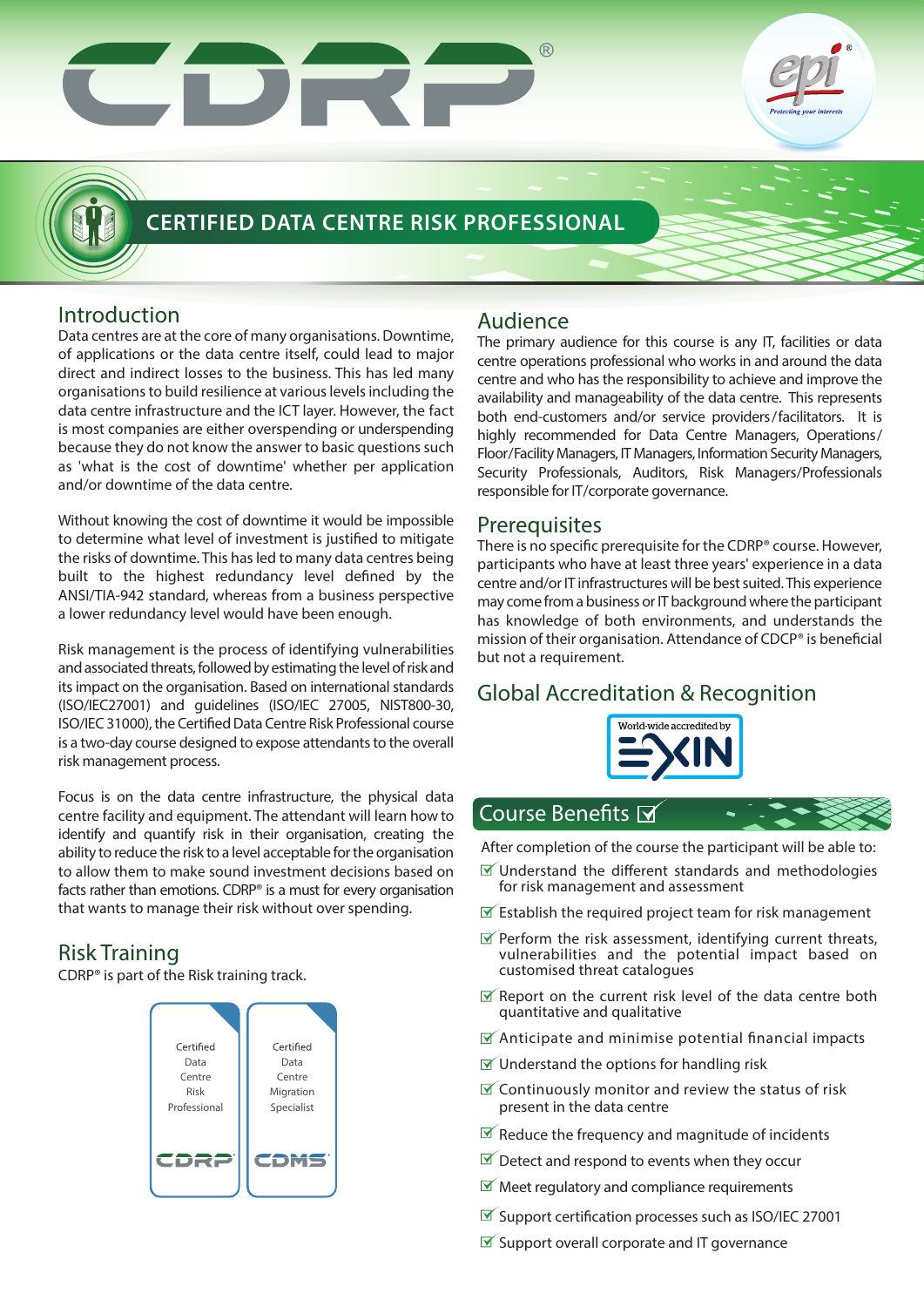# CDRP®

## CERTIFIED DATA CENTRE RISK PROFESSIONAL

## Introduction

Data centres are at the core of many organisations. Downtime, of applications or the data centre itself, could lead to major direct and indirect losses to the business. This has led many organisations to build resilience at various levels including the data centre infrastructure and the ICT layer. However, the fact is most companies are either overspending or underspending because they do not know the answer to basic questions such as 'what is the cost of downtime' whether per application and/or downtime of the data centre.

Without knowing the cost of downtime it would be impossible to determine what level of investment is justified to mitigate the risks of downtime. This has led to many data centres being built to the highest redundancy level defined by the ANSI/TIA-942 standard, whereas from a business perspective a lower redundancy level would have been enough.

Risk management is the process of identifying vulnerabilities and associated threats, followed by estimating the level of risk and its impact on the organisation. Based on international standards (ISO/IEC27001) and guidelines (ISO/IEC 27005, NIST800-30, ISO/IEC 31000), the Certified Data Centre Risk Professional course is a two-day course designed to expose attendants to the overall risk management process.

Focus is on the data centre infrastructure, the physical data centre facility and equipment. The attendant will learn how to identify and quantify risk in their organisation, creating the ability to reduce the risk to a level acceptable for the organisation to allow them to make sound investment decisions based on facts rather than emotions. CDRP® is a must for every organisation that wants to manage their risk without over spending.

## Risk Training

CDRP® is part of the Risk training track.

| Certified Data Centre Risk Professional | Certified Data Centre Migration Specialist |
|---|---|
| CDRP® | CDMS® |

## Audience

The primary audience for this course is any IT, facilities or data centre operations professional who works in and around the data centre and who has the responsibility to achieve and improve the availability and manageability of the data centre. This represents both end-customers and/or service providers/facilitators. It is highly recommended for Data Centre Managers, Operations/ Floor/Facility Managers, IT Managers, Information Security Managers, Security Professionals, Auditors, Risk Managers/Professionals responsible for IT/corporate governance.

## Prerequisites

There is no specific prerequisite for the CDRP® course. However, participants who have at least three years' experience in a data centre and/or IT infrastructures will be best suited. This experience may come from a business or IT background where the participant has knowledge of both environments, and understands the mission of their organisation. Attendance of CDCP® is beneficial but not a requirement.

## Global Accreditation & Recognition

World-wide accredited by EXIN

## Course Benefits

After completion of the course the participant will be able to:

- Understand the different standards and methodologies for risk management and assessment
- Establish the required project team for risk management
- Perform the risk assessment, identifying current threats, vulnerabilities and the potential impact based on customised threat catalogues
- Report on the current risk level of the data centre both quantitative and qualitative
- Anticipate and minimise potential financial impacts
- Understand the options for handling risk
- Continuously monitor and review the status of risk present in the data centre
- Reduce the frequency and magnitude of incidents
- Detect and respond to events when they occur
- Meet regulatory and compliance requirements
- Support certification such as ISO/IEC 27001
- Support overall corporate and IT governance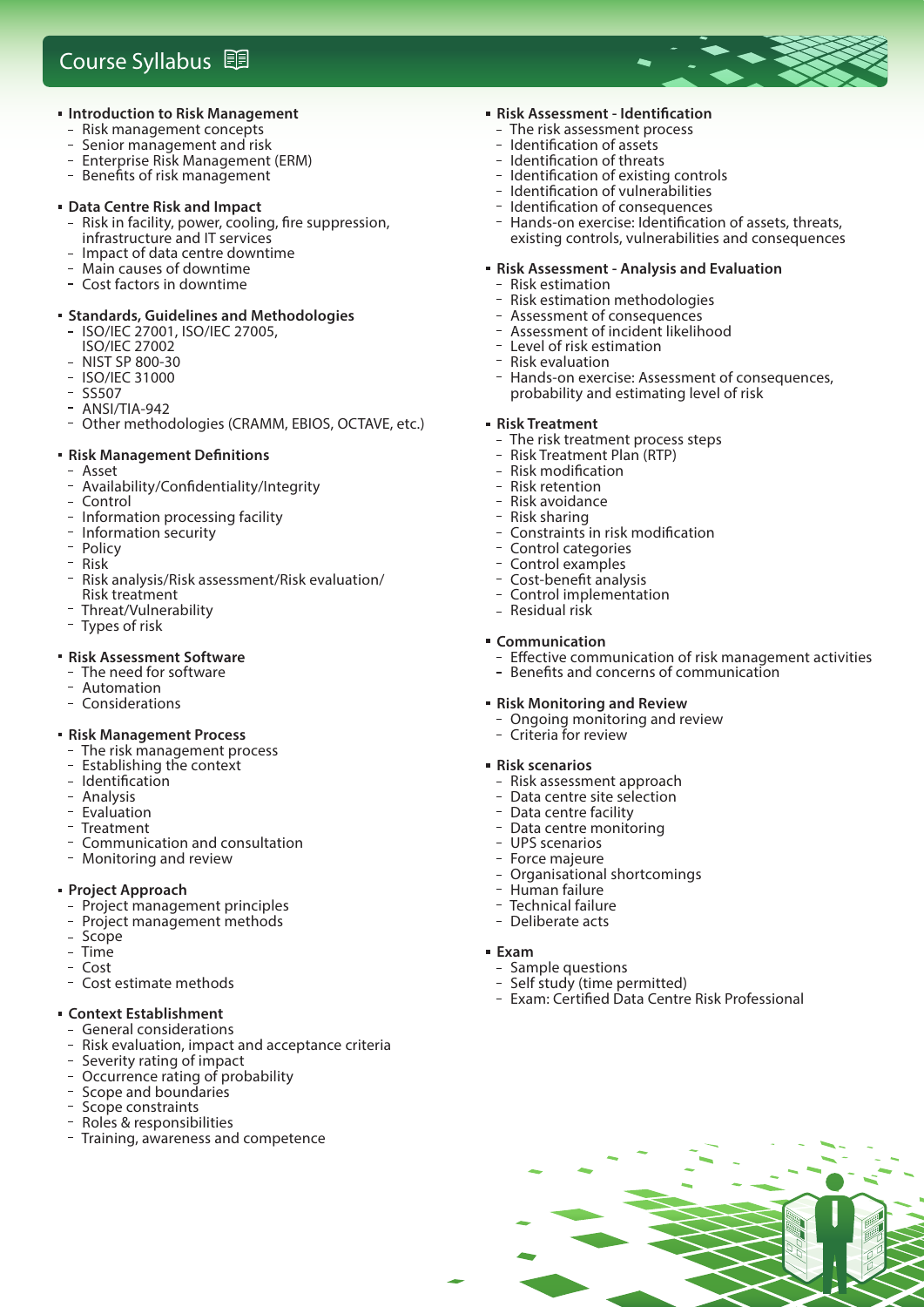# Course Syllabus

- **Introduction to Risk Management**
  - Risk management concepts
  - Senior management and risk
  - Enterprise Risk Management (ERM)
  - Benefits of risk management

- **Data Centre Risk and Impact**
  - Risk in facility, power, cooling, fire suppression, infrastructure and IT services
  - Impact of data centre downtime
  - Main causes of downtime
  - Cost factors in downtime

- **Standards, Guidelines and Methodologies**
  - ISO/IEC 27001, ISO/IEC 27005, ISO/IEC 27002
  - NIST SP 800-30
  - ISO/IEC 31000
  - SS507
  - ANSI/TIA-942
  - Other methodologies (CRAMM, EBIOS, OCTAVE, etc.)

- **Risk Management Definitions**
  - Asset
  - Availability/Confidentiality/Integrity
  - Control
  - Information processing facility
  - Information security
  - Policy
  - Risk
  - Risk analysis/Risk assessment/Risk evaluation/ Risk treatment
  - Threat/Vulnerability
  - Types of risk

- **Risk Assessment Software**
  - The need for software
  - Automation
  - Considerations

- **Risk Management Process**
  - The risk management process
  - Establishing the context
  - Identification
  - Analysis
  - Evaluation
  - Treatment
  - Communication and consultation
  - Monitoring and review

- **Project Approach**
  - Project management principles
  - Project management methods
  - Scope
  - Time
  - Cost
  - Cost estimate methods

- **Context Establishment**
  - General considerations
  - Risk evaluation, impact and acceptance criteria
  - Severity rating of impact
  - Occurrence rating of probability
  - Scope and boundaries
  - Scope constraints
  - Roles & responsibilities
  - Training, awareness and competence

- **Risk Assessment - Identification**
  - The risk assessment process
  - Identification of assets
  - Identification of threats
  - Identification of existing controls
  - Identification of vulnerabilities
  - Identification of consequences
  - Hands-on exercise: Identification of assets, threats, existing controls, vulnerabilities and consequences

- **Risk Assessment - Analysis and Evaluation**
  - Risk estimation
  - Risk estimation methodologies
  - Assessment of consequences
  - Assessment of incident likelihood
  - Level of risk estimation
  - Risk evaluation
  - Hands-on exercise: Assessment of consequences, probability and estimating level of risk

- **Risk Treatment**
  - The risk treatment process steps
  - Risk Treatment Plan (RTP)
  - Risk modification
  - Risk retention
  - Risk avoidance
  - Risk sharing
  - Constraints in risk modification
  - Control categories
  - Control examples
  - Cost-benefit analysis
  - Control implementation
  - Residual risk

- **Communication**
  - Effective communication of risk management activities
  - Benefits and concerns of communication

- **Risk Monitoring and Review**
  - Ongoing monitoring and review
  - Criteria for review

- **Risk scenarios**
  - Risk assessment approach
  - Data centre site selection
  - Data centre facility
  - Data centre monitoring
  - UPS scenarios
  - Force majeure
  - Organisational shortcomings
  - Human failure
  - Technical failure
  - Deliberate acts

- **Exam**
  - Sample questions
  - Self study (time permitted)
  - Exam: Certified Data Centre Risk Professional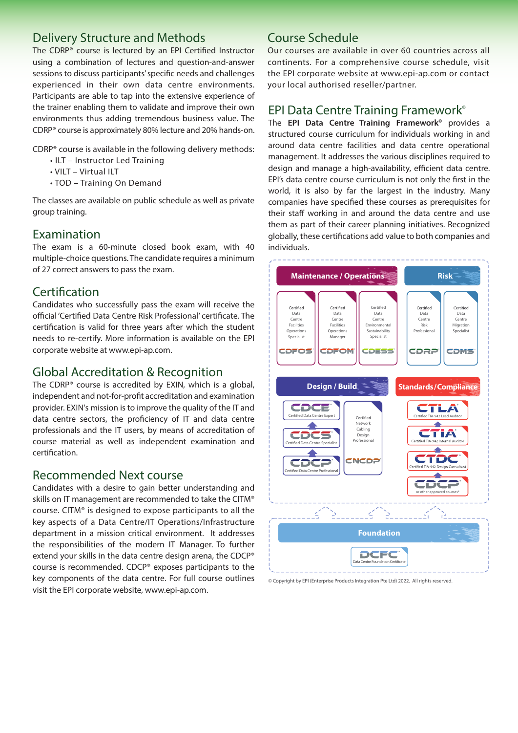## Delivery Structure and Methods

The CDRP® course is lectured by an EPI Certified Instructor using a combination of lectures and question-and-answer sessions to discuss participants' specific needs and challenges experienced in their own data centre environments. Participants are able to tap into the extensive experience of the trainer enabling them to validate and improve their own environments thus adding tremendous business value. The CDRP® course is approximately 80% lecture and 20% hands-on.

CDRP® course is available in the following delivery methods:

- ILT – Instructor Led Training
- VILT – Virtual ILT
- TOD – Training On Demand

The classes are available on public schedule as well as private group training.

## Examination

The exam is a 60-minute closed book exam, with 40 multiple-choice questions. The candidate requires a minimum of 27 correct answers to pass the exam.

## Certification

Candidates who successfully pass the exam will receive the official 'Certified Data Centre Risk Professional' certificate. The certification is valid for three years after which the student needs to re-certify. More information is available on the EPI corporate website at www.epi-ap.com.

## Global Accreditation & Recognition

The CDRP® course is accredited by EXIN, which is a global, independent and not-for-profit accreditation and examination provider. EXIN's mission is to improve the quality of the IT and data centre sectors, the proficiency of IT and data centre professionals and the IT users, by means of accreditation of course material as well as independent examination and certification.

## Recommended Next course

Candidates with a desire to gain better understanding and skills on IT management are recommended to take the CITM® course. CITM® is designed to expose participants to all the key aspects of a Data Centre/IT Operations/Infrastructure department in a mission critical environment. It addresses the responsibilities of the modern IT Manager. To further extend your skills in the data centre design arena, the CDCP® course is recommended. CDCP® exposes participants to the key components of the data centre. For full course outlines visit the EPI corporate website, www.epi-ap.com.

## Course Schedule

Our courses are available in over 60 countries across all continents. For a comprehensive course schedule, visit the EPI corporate website at www.epi-ap.com or contact your local authorised reseller/partner.

## EPI Data Centre Training Framework©

The **EPI Data Centre Training Framework©** provides a structured course curriculum for individuals working in and around data centre facilities and data centre operational management. It addresses the various disciplines required to design and manage a high-availability, efficient data centre. EPI's data centre course curriculum is not only the first in the world, it is also by far the largest in the industry. Many companies have specified these courses as prerequisites for their staff working in and around the data centre and use them as part of their career planning initiatives. Recognized globally, these certifications add value to both companies and individuals.

**Maintenance / Operations**
- CDFOS – Certified Data Centre Facilities Operations Specialist
- CDFOM – Certified Data Centre Facilities Operations Manager
- CDESS – Certified Data Centre Environmental Sustainability Specialist

**Risk**
- CDRP – Certified Data Centre Risk Professional
- CDMS – Certified Data Centre Migration Specialist

**Design / Build**
- CDCE – Certified Data Centre Expert
- CDCS – Certified Data Centre Specialist
- CDCP – Certified Data Centre Professional
- CNCDP – Certified Network Cabling Design Professional

**Standards / Compliance**
- CTLA – Certified TIA-942 Lead Auditor
- CTIA – Certified TIA-942 Internal Auditor
- CTDC – Certified TIA-942 Design Consultant
- CDCP – or other approved courses*

**Foundation**
- DCFC – Data Centre Foundation Certificate

© Copyright by EPI (Enterprise Products Integration Pte Ltd) 2022. All rights reserved.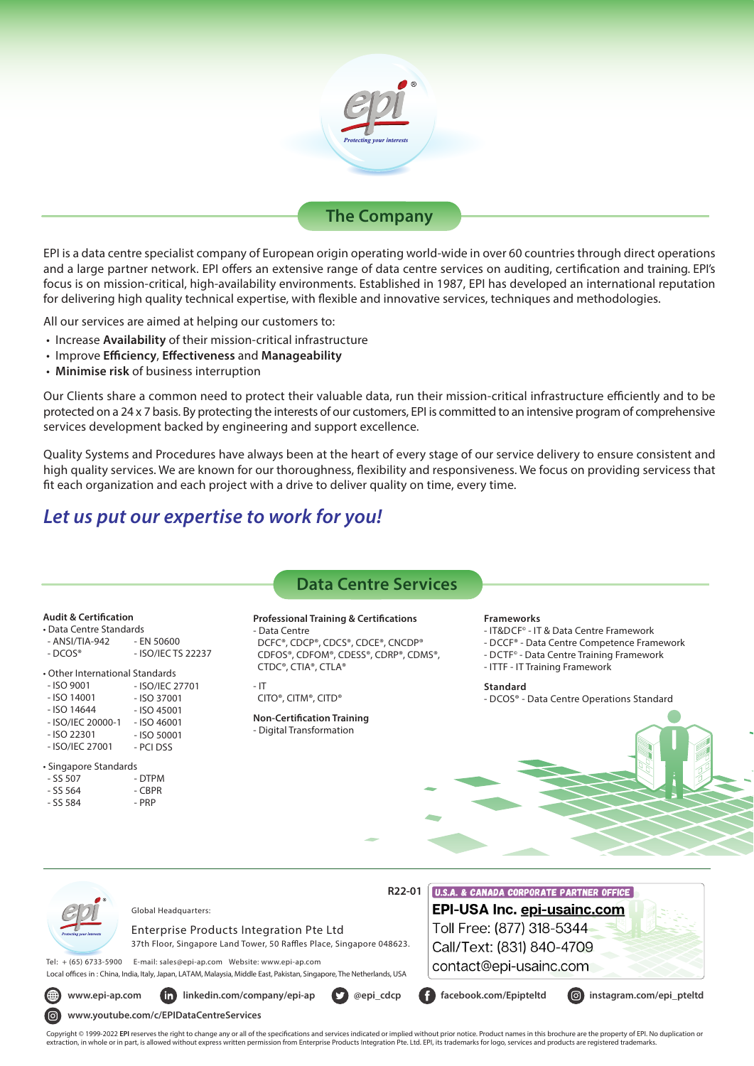## The Company

EPI is a data centre specialist company of European origin operating world-wide in over 60 countries through direct operations and a large partner network. EPI offers an extensive range of data centre services on auditing, certification and training. EPI's focus is on mission-critical, high-availability environments. Established in 1987, EPI has developed an international reputation for delivering high quality technical expertise, with flexible and innovative services, techniques and methodologies.

All our services are aimed at helping our customers to:

- Increase **Availability** of their mission-critical infrastructure
- Improve **Efficiency**, **Effectiveness** and **Manageability**
- **Minimise risk** of business interruption

Our Clients share a common need to protect their valuable data, run their mission-critical infrastructure efficiently and to be protected on a 24 x 7 basis. By protecting the interests of our customers, EPI is committed to an intensive program of comprehensive services development backed by engineering and support excellence.

Quality Systems and Procedures have always been at the heart of every stage of our service delivery to ensure consistent and high quality services. We are known for our thoroughness, flexibility and responsiveness. We focus on providing servicess that fit each organization and each project with a drive to deliver quality on time, every time.

*Let us put our expertise to work for you!*

## Data Centre Services

**Audit & Certification**

- Data Centre Standards
  - ANSI/TIA-942
  - DCOS®
  - EN 50600
  - ISO/IEC TS 22237
- Other International Standards
  - ISO 9001
  - ISO 14001
  - ISO 14644
  - ISO/IEC 20000-1
  - ISO 22301
  - ISO/IEC 27001
  - ISO/IEC 27701
  - ISO 37001
  - ISO 45001
  - ISO 46001
  - ISO 50001
  - PCI DSS
- Singapore Standards
  - SS 507
  - SS 564
  - SS 584
  - DTPM
  - CBPR
  - PRP

**Professional Training & Certifications**

- Data Centre
  DCFC®, CDCP®, CDCS®, CDCE®, CNCDP®
  CDFOS®, CDFOM®, CDESS®, CDRP®, CDMS®,
  CTDC®, CTIA®, CTLA®
- IT
  CITO®, CITM®, CITD®

**Non-Certification Training**

- Digital Transformation

**Frameworks**

- IT&DCF® - IT & Data Centre Framework
- DCCF® - Data Centre Competence Framework
- DCTF® - Data Centre Training Framework
- ITTF - IT Training Framework

**Standard**

- DCOS® - Data Centre Operations Standard

R22-01

Global Headquarters:

Enterprise Products Integration Pte Ltd
37th Floor, Singapore Land Tower, 50 Raffles Place, Singapore 048623.

Tel: + (65) 6733-5900 E-mail: sales@epi-ap.com Website: www.epi-ap.com

Local offices in : China, India, Italy, Japan, LATAM, Malaysia, Middle East, Pakistan, Singapore, The Netherlands, USA

**U.S.A. & CANADA CORPORATE PARTNER OFFICE**

**EPI-USA Inc. epi-usainc.com**
Toll Free: (877) 318-5344
Call/Text: (831) 840-4709
contact@epi-usainc.com

www.epi-ap.com | linkedin.com/company/epi-ap | @epi_cdcp | facebook.com/Epipteltd | instagram.com/epi_pteltd | www.youtube.com/c/EPIDataCentreServices

Copyright © 1999-2022 **EPI** reserves the right to change any or all of the specifications and services indicated or implied without prior notice. Product names in this brochure are the property of EPI. No duplication or extraction, in whole or in part, is allowed without express written permission from Enterprise Products Integration Pte. Ltd. EPI, its trademarks for logo, services and products are registered trademarks.